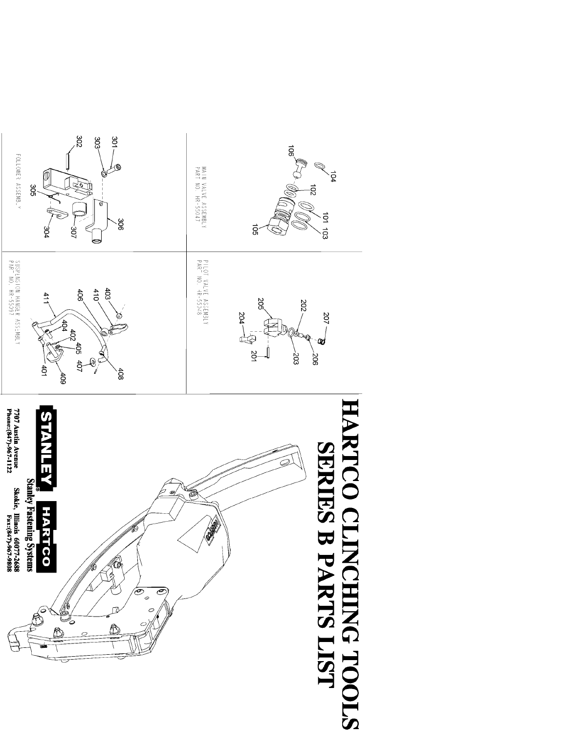# HARTCO CLINCHING TOOLS
# SERIES B PARTS LIST

MAIN VALVE ASSEMBLY
PART NO. HR-55047

101, 102, 103, 104, 105, 106

PILOT VALVE ASSEMBLY
PART NO. HR-55048

201, 202, 203, 204, 205, 206, 207

FOLLOWER ASSEMBLY

301, 302, 303, 304, 305, 306, 307

SUSPENSION HANGER ASSEMBLY
PART NO. HR-55097

401, 402, 403, 404, 405, 406, 407, 408, 409, 410, 411

STANLEY® HARTCO

Stanley Fastening Systems

7707 Austin Avenue
Skokie, Illinois 60077-2688
Phone:(847)-967-1122
Fax:(847)-967-9808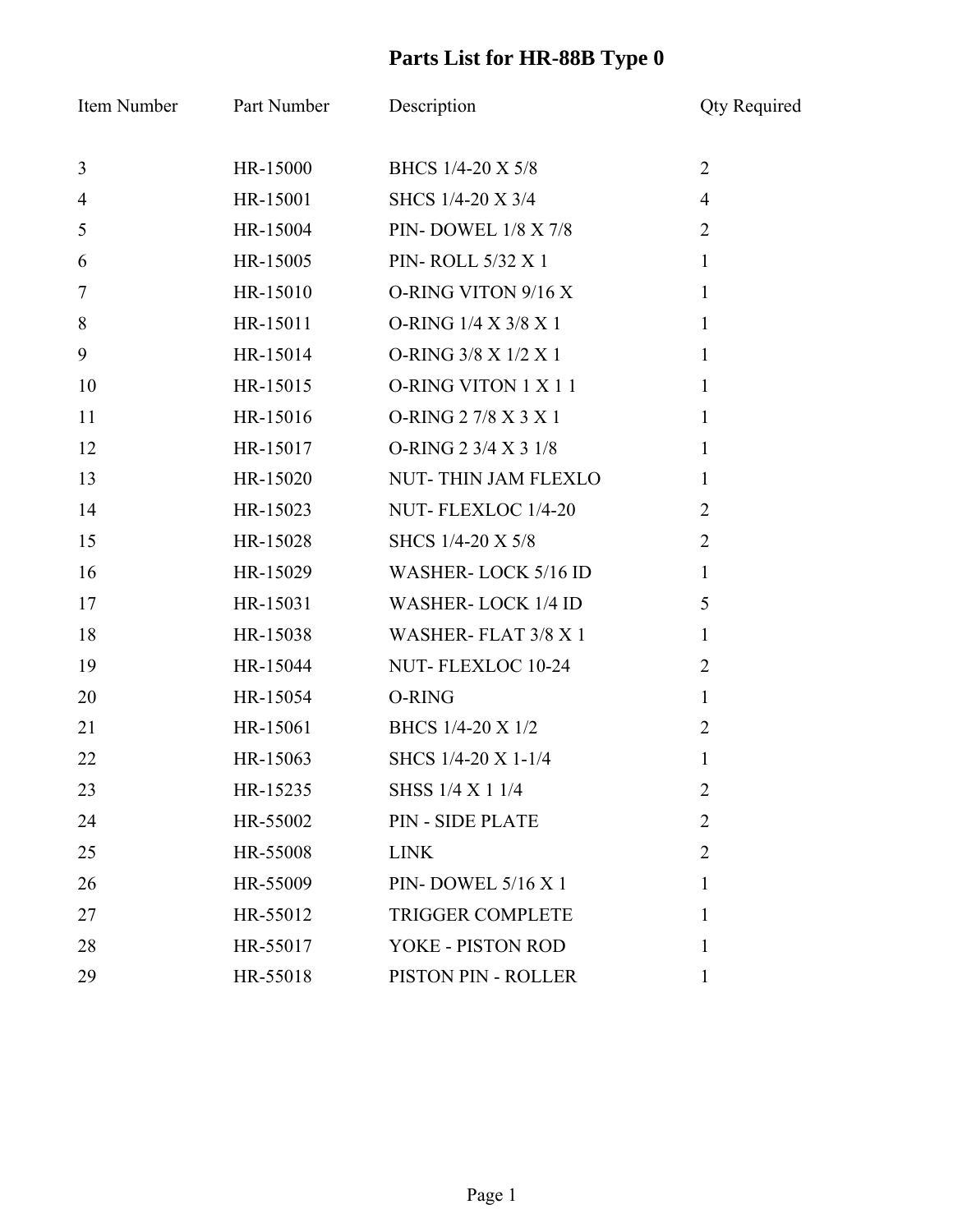# Parts List for HR-88B Type 0

| Item Number | Part Number | Description | Qty Required |
|---|---|---|---|
| 3 | HR-15000 | BHCS 1/4-20 X 5/8 | 2 |
| 4 | HR-15001 | SHCS 1/4-20 X 3/4 | 4 |
| 5 | HR-15004 | PIN- DOWEL 1/8 X 7/8 | 2 |
| 6 | HR-15005 | PIN- ROLL 5/32 X 1 | 1 |
| 7 | HR-15010 | O-RING VITON 9/16 X | 1 |
| 8 | HR-15011 | O-RING 1/4 X 3/8 X 1 | 1 |
| 9 | HR-15014 | O-RING 3/8 X 1/2 X 1 | 1 |
| 10 | HR-15015 | O-RING VITON 1 X 1 1 | 1 |
| 11 | HR-15016 | O-RING 2 7/8 X 3 X 1 | 1 |
| 12 | HR-15017 | O-RING 2 3/4 X 3 1/8 | 1 |
| 13 | HR-15020 | NUT- THIN JAM FLEXLO | 1 |
| 14 | HR-15023 | NUT- FLEXLOC 1/4-20 | 2 |
| 15 | HR-15028 | SHCS 1/4-20 X 5/8 | 2 |
| 16 | HR-15029 | WASHER- LOCK 5/16 ID | 1 |
| 17 | HR-15031 | WASHER- LOCK 1/4 ID | 5 |
| 18 | HR-15038 | WASHER- FLAT 3/8 X 1 | 1 |
| 19 | HR-15044 | NUT- FLEXLOC 10-24 | 2 |
| 20 | HR-15054 | O-RING | 1 |
| 21 | HR-15061 | BHCS 1/4-20 X 1/2 | 2 |
| 22 | HR-15063 | SHCS 1/4-20 X 1-1/4 | 1 |
| 23 | HR-15235 | SHSS 1/4 X 1 1/4 | 2 |
| 24 | HR-55002 | PIN - SIDE PLATE | 2 |
| 25 | HR-55008 | LINK | 2 |
| 26 | HR-55009 | PIN- DOWEL 5/16 X 1 | 1 |
| 27 | HR-55012 | TRIGGER COMPLETE | 1 |
| 28 | HR-55017 | YOKE - PISTON ROD | 1 |
| 29 | HR-55018 | PISTON PIN - ROLLER | 1 |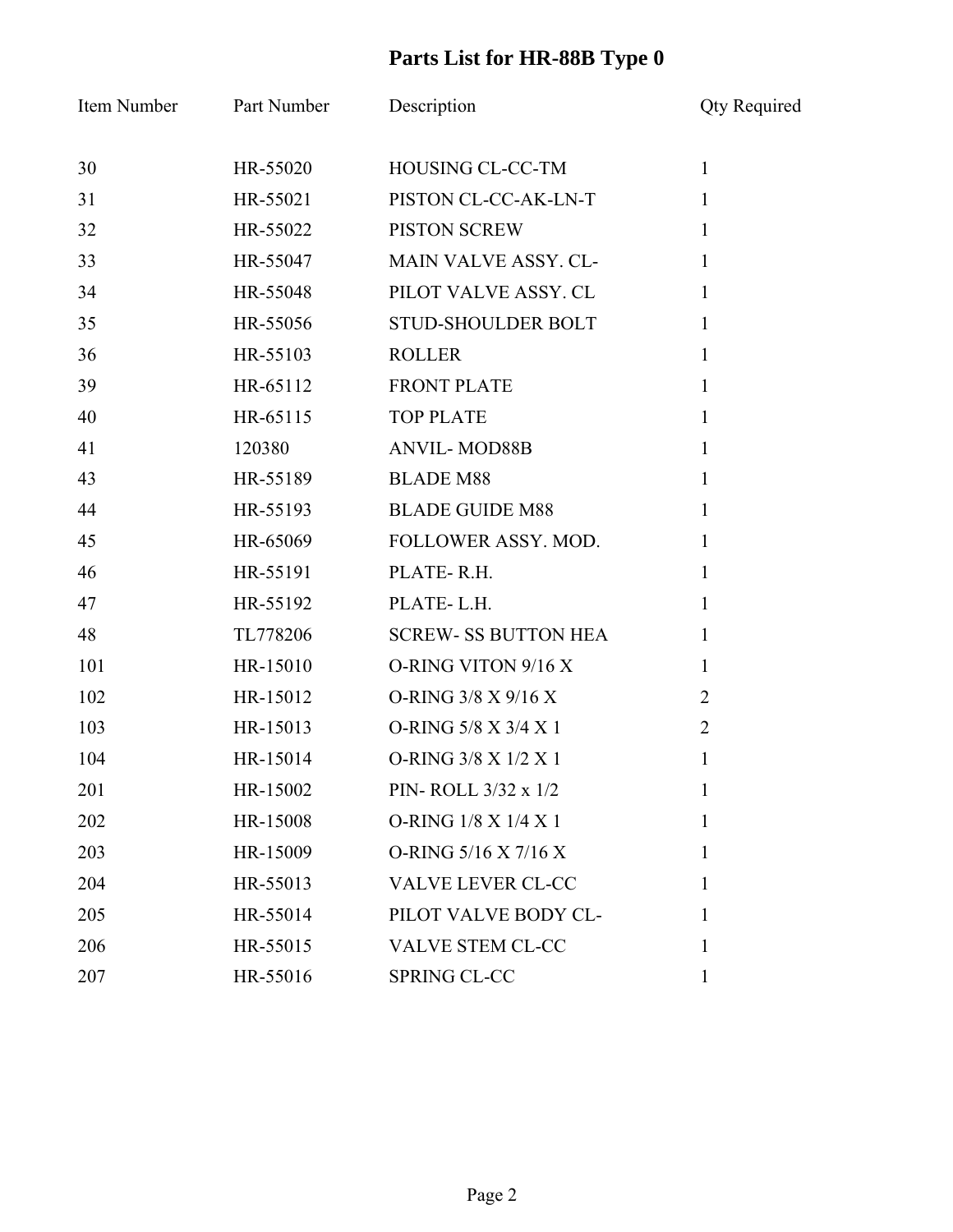# Parts List for HR-88B Type 0

| Item Number | Part Number | Description | Qty Required |
|---|---|---|---|
| 30 | HR-55020 | HOUSING CL-CC-TM | 1 |
| 31 | HR-55021 | PISTON CL-CC-AK-LN-T | 1 |
| 32 | HR-55022 | PISTON SCREW | 1 |
| 33 | HR-55047 | MAIN VALVE ASSY. CL- | 1 |
| 34 | HR-55048 | PILOT VALVE ASSY. CL | 1 |
| 35 | HR-55056 | STUD-SHOULDER BOLT | 1 |
| 36 | HR-55103 | ROLLER | 1 |
| 39 | HR-65112 | FRONT PLATE | 1 |
| 40 | HR-65115 | TOP PLATE | 1 |
| 41 | 120380 | ANVIL- MOD88B | 1 |
| 43 | HR-55189 | BLADE M88 | 1 |
| 44 | HR-55193 | BLADE GUIDE M88 | 1 |
| 45 | HR-65069 | FOLLOWER ASSY. MOD. | 1 |
| 46 | HR-55191 | PLATE- R.H. | 1 |
| 47 | HR-55192 | PLATE- L.H. | 1 |
| 48 | TL778206 | SCREW- SS BUTTON HEA | 1 |
| 101 | HR-15010 | O-RING VITON 9/16 X | 1 |
| 102 | HR-15012 | O-RING 3/8 X 9/16 X | 2 |
| 103 | HR-15013 | O-RING 5/8 X 3/4 X 1 | 2 |
| 104 | HR-15014 | O-RING 3/8 X 1/2 X 1 | 1 |
| 201 | HR-15002 | PIN- ROLL 3/32 x 1/2 | 1 |
| 202 | HR-15008 | O-RING 1/8 X 1/4 X 1 | 1 |
| 203 | HR-15009 | O-RING 5/16 X 7/16 X | 1 |
| 204 | HR-55013 | VALVE LEVER CL-CC | 1 |
| 205 | HR-55014 | PILOT VALVE BODY CL- | 1 |
| 206 | HR-55015 | VALVE STEM CL-CC | 1 |
| 207 | HR-55016 | SPRING CL-CC | 1 |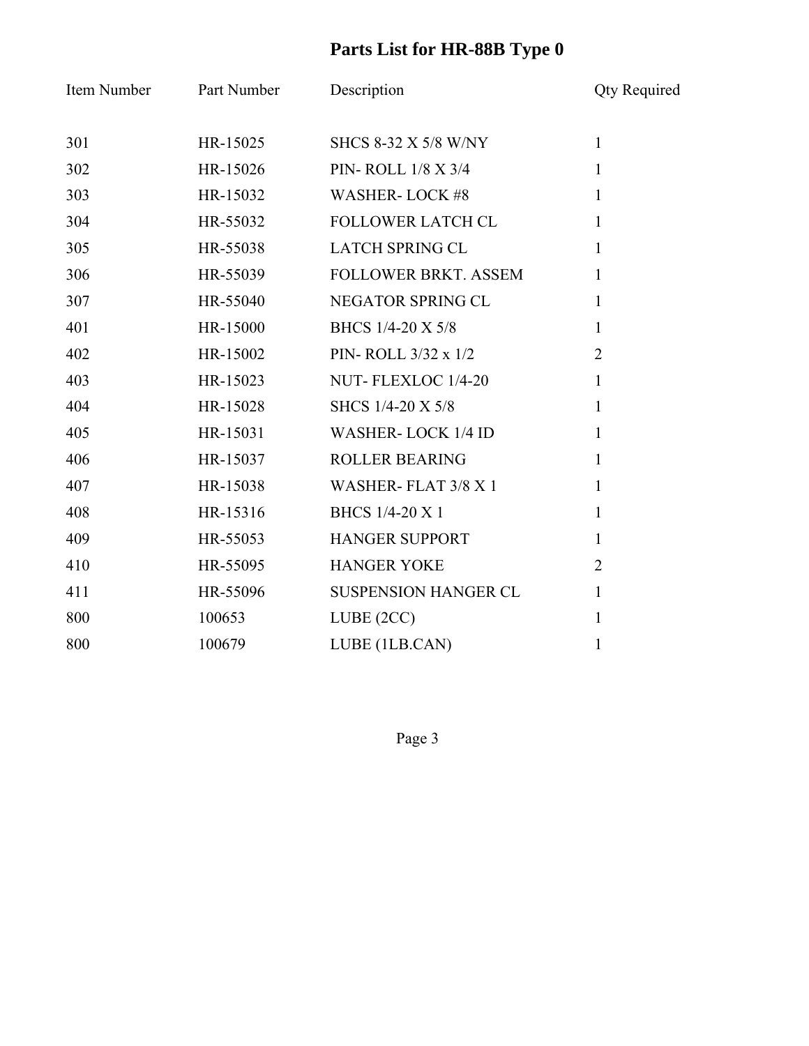# Parts List for HR-88B Type 0

| Item Number | Part Number | Description | Qty Required |
|---|---|---|---|
| 301 | HR-15025 | SHCS 8-32 X 5/8 W/NY | 1 |
| 302 | HR-15026 | PIN- ROLL 1/8 X 3/4 | 1 |
| 303 | HR-15032 | WASHER- LOCK #8 | 1 |
| 304 | HR-55032 | FOLLOWER LATCH CL | 1 |
| 305 | HR-55038 | LATCH SPRING CL | 1 |
| 306 | HR-55039 | FOLLOWER BRKT. ASSEM | 1 |
| 307 | HR-55040 | NEGATOR SPRING CL | 1 |
| 401 | HR-15000 | BHCS 1/4-20 X 5/8 | 1 |
| 402 | HR-15002 | PIN- ROLL 3/32 x 1/2 | 2 |
| 403 | HR-15023 | NUT- FLEXLOC 1/4-20 | 1 |
| 404 | HR-15028 | SHCS 1/4-20 X 5/8 | 1 |
| 405 | HR-15031 | WASHER- LOCK 1/4 ID | 1 |
| 406 | HR-15037 | ROLLER BEARING | 1 |
| 407 | HR-15038 | WASHER- FLAT 3/8 X 1 | 1 |
| 408 | HR-15316 | BHCS 1/4-20 X 1 | 1 |
| 409 | HR-55053 | HANGER SUPPORT | 1 |
| 410 | HR-55095 | HANGER YOKE | 2 |
| 411 | HR-55096 | SUSPENSION HANGER CL | 1 |
| 800 | 100653 | LUBE (2CC) | 1 |
| 800 | 100679 | LUBE (1LB.CAN) | 1 |